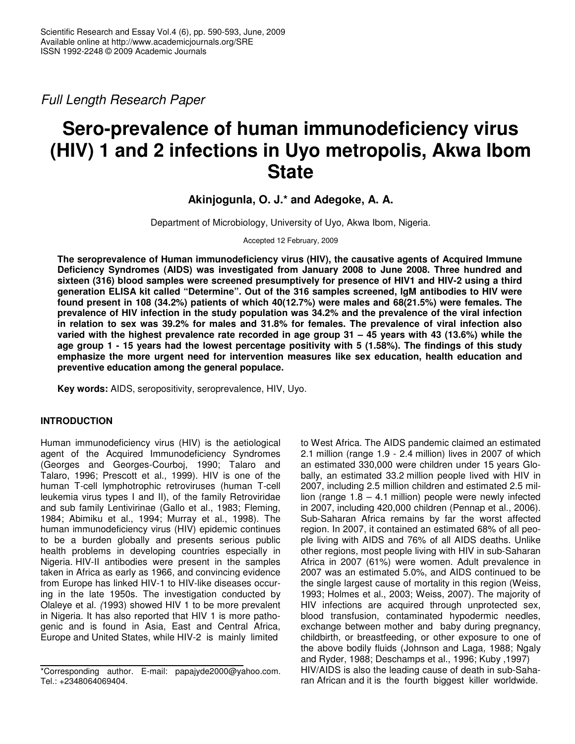*Full Length Research Paper*

# Sero-prevalence of human immunodeficiency virus (HIV) 1 and 2 infections in Uyo metropolis, Akwa Ibom State

**Akinjogunla, O. J.\* and Adegoke, A. A.**

Department of Microbiology, University of Uyo, Akwa Ibom, Nigeria.

Accepted 12 February, 2009

**The seroprevalence of Human immunodeficiency virus (HIV), the causative agents of Acquired Immune Deficiency Syndromes (AIDS) was investigated from January 2008 to June 2008. Three hundred and sixteen (316) blood samples were screened presumptively for presence of HIV1 and HIV-2 using a third generation ELISA kit called "Determine". Out of the 316 samples screened, IgM antibodies to HIV were found present in 108 (34.2%) patients of which 40(12.7%) were males and 68(21.5%) were females. The prevalence of HIV infection in the study population was 34.2% and the prevalence of the viral infection in relation to sex was 39.2% for males and 31.8% for females. The prevalence of viral infection also varied with the highest prevalence rate recorded in age group 31 – 45 years with 43 (13.6%) while the age group 1 - 15 years had the lowest percentage positivity with 5 (1.58%). The findings of this study emphasize the more urgent need for intervention measures like sex education, health education and preventive education among the general populace.**

**Key words:** AIDS, seropositivity, seroprevalence, HIV, Uyo.

## INTRODUCTION

Human immunodeficiency virus (HIV) is the aetiological agent of the Acquired Immunodeficiency Syndromes (Georges and Georges-Courboj, 1990; Talaro and Talaro, 1996; Prescott et al., 1999). HIV is one of the human T-cell lymphotrophic retroviruses (human T-cell leukemia virus types I and II), of the family Retroviridae and sub family Lentivirinae (Gallo et al., 1983; Fleming, 1984; Abimiku et al., 1994; Murray et al., 1998). The human immunodeficiency virus (HIV) epidemic continues to be a burden globally and presents serious public health problems in developing countries especially in Nigeria. HIV-II antibodies were present in the samples taken in Africa as early as 1966, and convincing evidence from Europe has linked HIV-1 to HIV-like diseases occurring in the late 1950s. The investigation conducted by Olaleye et al. *(*1993) showed HIV 1 to be more prevalent in Nigeria. It has also reported that HIV 1 is more pathogenic and is found in Asia, East and Central Africa, Europe and United States, while HIV-2 is mainly limited to West Africa. The AIDS pandemic claimed an estimated 2.1 million (range 1.9 - 2.4 million) lives in 2007 of which an estimated 330,000 were children under 15 years Globally, an estimated 33.2 million people lived with HIV in 2007, including 2.5 million children and estimated 2.5 million (range 1.8 – 4.1 million) people were newly infected in 2007, including 420,000 children (Pennap et al., 2006). Sub-Saharan Africa remains by far the worst affected region. In 2007, it contained an estimated 68% of all people living with AIDS and 76% of all AIDS deaths. Unlike other regions, most people living with HIV in sub-Saharan Africa in 2007 (61%) were women. Adult prevalence in 2007 was an estimated 5.0%, and AIDS continued to be the single largest cause of mortality in this region (Weiss, 1993; Holmes et al., 2003; Weiss, 2007). The majority of HIV infections are acquired through unprotected sex, blood transfusion, contaminated hypodermic needles, exchange between mother and baby during pregnancy, childbirth, or breastfeeding, or other exposure to one of the above bodily fluids (Johnson and Laga, 1988; Ngaly and Ryder, 1988; Deschamps et al., 1996; Kuby ,1997)

HIV/AIDS is also the leading cause of death in sub-Saharan African and it is the fourth biggest killer worldwide.

\*Corresponding author. E-mail: papajyde2000@yahoo.com. Tel.: +2348064069404.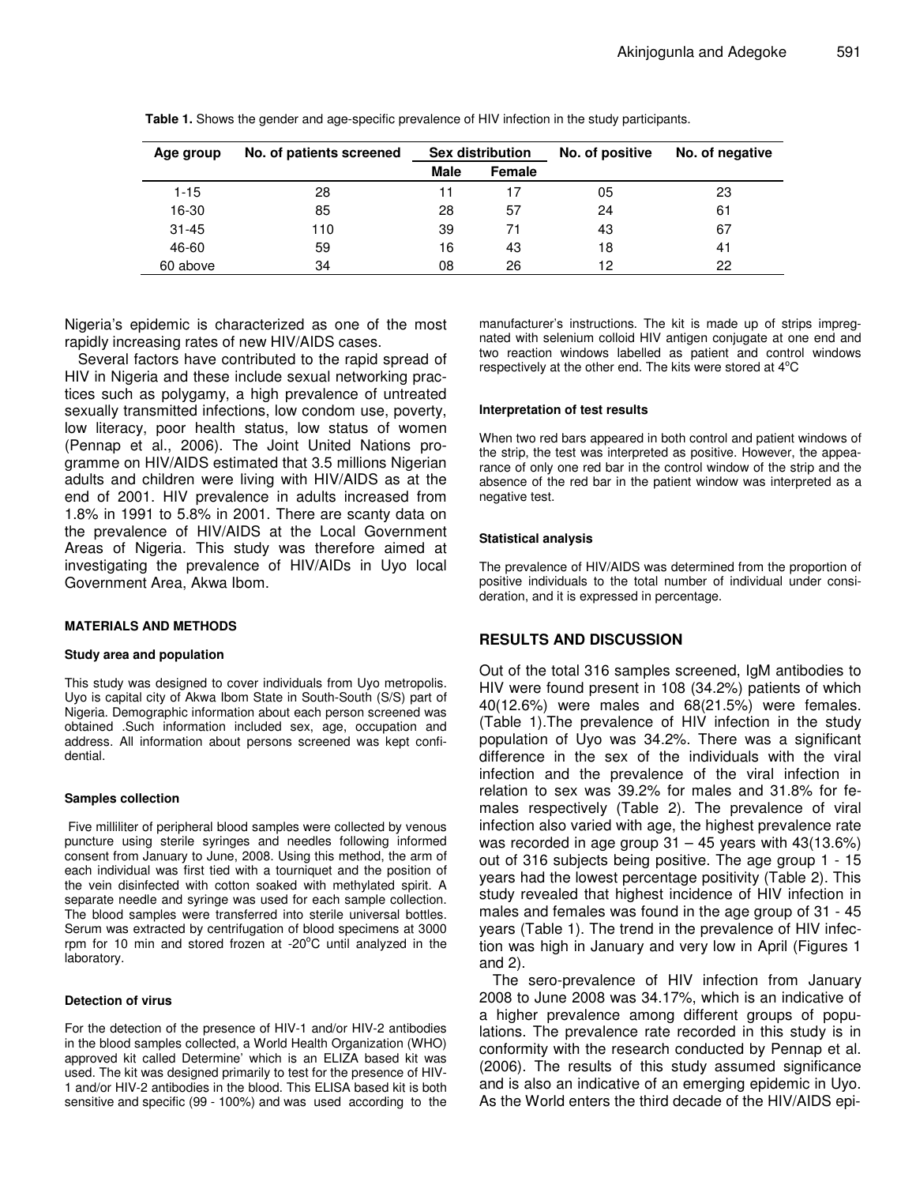**Table 1.** Shows the gender and age-specific prevalence of HIV infection in the study participants.

| Age group | No. of patients screened | Sex distribution | | No. of positive | No. of negative |
|---|---|---|---|---|---|
| | | Male | Female | | |
| 1-15 | 28 | 11 | 17 | 05 | 23 |
| 16-30 | 85 | 28 | 57 | 24 | 61 |
| 31-45 | 110 | 39 | 71 | 43 | 67 |
| 46-60 | 59 | 16 | 43 | 18 | 41 |
| 60 above | 34 | 08 | 26 | 12 | 22 |

Nigeria's epidemic is characterized as one of the most rapidly increasing rates of new HIV/AIDS cases.

Several factors have contributed to the rapid spread of HIV in Nigeria and these include sexual networking practices such as polygamy, a high prevalence of untreated sexually transmitted infections, low condom use, poverty, low literacy, poor health status, low status of women (Pennap et al., 2006). The Joint United Nations programme on HIV/AIDS estimated that 3.5 millions Nigerian adults and children were living with HIV/AIDS as at the end of 2001. HIV prevalence in adults increased from 1.8% in 1991 to 5.8% in 2001. There are scanty data on the prevalence of HIV/AIDS at the Local Government Areas of Nigeria. This study was therefore aimed at investigating the prevalence of HIV/AIDs in Uyo local Government Area, Akwa Ibom.

## MATERIALS AND METHODS

### Study area and population

This study was designed to cover individuals from Uyo metropolis. Uyo is capital city of Akwa Ibom State in South-South (S/S) part of Nigeria. Demographic information about each person screened was obtained .Such information included sex, age, occupation and address. All information about persons screened was kept confidential.

### Samples collection

Five milliliter of peripheral blood samples were collected by venous puncture using sterile syringes and needles following informed consent from January to June, 2008. Using this method, the arm of each individual was first tied with a tourniquet and the position of the vein disinfected with cotton soaked with methylated spirit. A separate needle and syringe was used for each sample collection. The blood samples were transferred into sterile universal bottles. Serum was extracted by centrifugation of blood specimens at 3000 rpm for 10 min and stored frozen at -20°C until analyzed in the laboratory.

### Detection of virus

For the detection of the presence of HIV-1 and/or HIV-2 antibodies in the blood samples collected, a World Health Organization (WHO) approved kit called Determine' which is an ELIZA based kit was used. The kit was designed primarily to test for the presence of HIV-1 and/or HIV-2 antibodies in the blood. This ELISA based kit is both sensitive and specific (99 - 100%) and was used according to the manufacturer's instructions. The kit is made up of strips impregnated with selenium colloid HIV antigen conjugate at one end and two reaction windows labelled as patient and control windows respectively at the other end. The kits were stored at 4°C

### Interpretation of test results

When two red bars appeared in both control and patient windows of the strip, the test was interpreted as positive. However, the appearance of only one red bar in the control window of the strip and the absence of the red bar in the patient window was interpreted as a negative test.

### Statistical analysis

The prevalence of HIV/AIDS was determined from the proportion of positive individuals to the total number of individual under consideration, and it is expressed in percentage.

## RESULTS AND DISCUSSION

Out of the total 316 samples screened, IgM antibodies to HIV were found present in 108 (34.2%) patients of which 40(12.6%) were males and 68(21.5%) were females. (Table 1).The prevalence of HIV infection in the study population of Uyo was 34.2%. There was a significant difference in the sex of the individuals with the viral infection and the prevalence of the viral infection in relation to sex was 39.2% for males and 31.8% for females respectively (Table 2). The prevalence of viral infection also varied with age, the highest prevalence rate was recorded in age group 31 – 45 years with 43(13.6%) out of 316 subjects being positive. The age group 1 - 15 years had the lowest percentage positivity (Table 2). This study revealed that highest incidence of HIV infection in males and females was found in the age group of 31 - 45 years (Table 1). The trend in the prevalence of HIV infection was high in January and very low in April (Figures 1 and 2).

The sero-prevalence of HIV infection from January 2008 to June 2008 was 34.17%, which is an indicative of a higher prevalence among different groups of populations. The prevalence rate recorded in this study is in conformity with the research conducted by Pennap et al. (2006). The results of this study assumed significance and is also an indicative of an emerging epidemic in Uyo. As the World enters the third decade of the HIV/AIDS epi-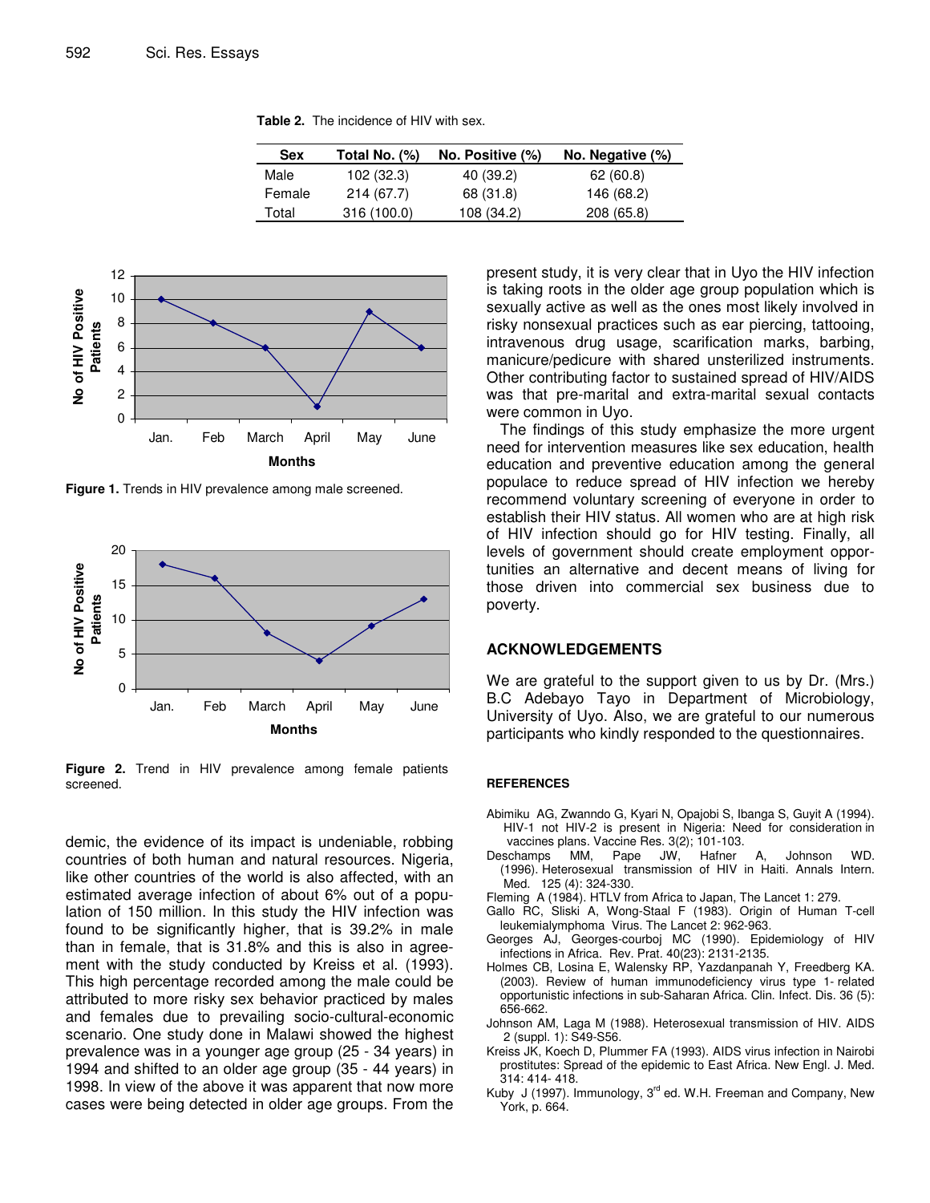**Table 2.** The incidence of HIV with sex.

| Sex | Total No. (%) | No. Positive (%) | No. Negative (%) |
|---|---|---|---|
| Male | 102 (32.3) | 40 (39.2) | 62 (60.8) |
| Female | 214 (67.7) | 68 (31.8) | 146 (68.2) |
| Total | 316 (100.0) | 108 (34.2) | 208 (65.8) |

**Figure 1.** Trends in HIV prevalence among male screened.

**Figure 2.** Trend in HIV prevalence among female patients screened.

demic, the evidence of its impact is undeniable, robbing countries of both human and natural resources. Nigeria, like other countries of the world is also affected, with an estimated average infection of about 6% out of a population of 150 million. In this study the HIV infection was found to be significantly higher, that is 39.2% in male than in female, that is 31.8% and this is also in agreement with the study conducted by Kreiss et al. (1993). This high percentage recorded among the male could be attributed to more risky sex behavior practiced by males and females due to prevailing socio-cultural-economic scenario. One study done in Malawi showed the highest prevalence was in a younger age group (25 - 34 years) in 1994 and shifted to an older age group (35 - 44 years) in 1998. In view of the above it was apparent that now more cases were being detected in older age groups. From the present study, it is very clear that in Uyo the HIV infection is taking roots in the older age group population which is sexually active as well as the ones most likely involved in risky nonsexual practices such as ear piercing, tattooing, intravenous drug usage, scarification marks, barbing, manicure/pedicure with shared unsterilized instruments. Other contributing factor to sustained spread of HIV/AIDS was that pre-marital and extra-marital sexual contacts were common in Uyo.

The findings of this study emphasize the more urgent need for intervention measures like sex education, health education and preventive education among the general populace to reduce spread of HIV infection we hereby recommend voluntary screening of everyone in order to establish their HIV status. All women who are at high risk of HIV infection should go for HIV testing. Finally, all levels of government should create employment opportunities an alternative and decent means of living for those driven into commercial sex business due to poverty.

## ACKNOWLEDGEMENTS

We are grateful to the support given to us by Dr. (Mrs.) B.C Adebayo Tayo in Department of Microbiology, University of Uyo. Also, we are grateful to our numerous participants who kindly responded to the questionnaires.

## REFERENCES

Abimiku AG, Zwanndo G, Kyari N, Opajobi S, Ibanga S, Guyit A (1994). HIV-1 not HIV-2 is present in Nigeria: Need for consideration in vaccines plans. Vaccine Res. 3(2); 101-103.

Deschamps MM, Pape JW, Hafner A, Johnson WD. (1996). Heterosexual transmission of HIV in Haiti. Annals Intern. Med. 125 (4): 324-330.

Fleming A (1984). HTLV from Africa to Japan, The Lancet 1: 279.

Gallo RC, Sliski A, Wong-Staal F (1983). Origin of Human T-cell leukemialymphoma Virus. The Lancet 2: 962-963.

Georges AJ, Georges-courboj MC (1990). Epidemiology of HIV infections in Africa. Rev. Prat. 40(23): 2131-2135.

Holmes CB, Losina E, Walensky RP, Yazdanpanah Y, Freedberg KA. (2003). Review of human immunodeficiency virus type 1- related opportunistic infections in sub-Saharan Africa. Clin. Infect. Dis. 36 (5): 656-662.

Johnson AM, Laga M (1988). Heterosexual transmission of HIV. AIDS 2 (suppl. 1): S49-S56.

Kreiss JK, Koech D, Plummer FA (1993). AIDS virus infection in Nairobi prostitutes: Spread of the epidemic to East Africa. New Engl. J. Med. 314: 414- 418.

Kuby J (1997). Immunology, 3rd ed. W.H. Freeman and Company, New York, p. 664.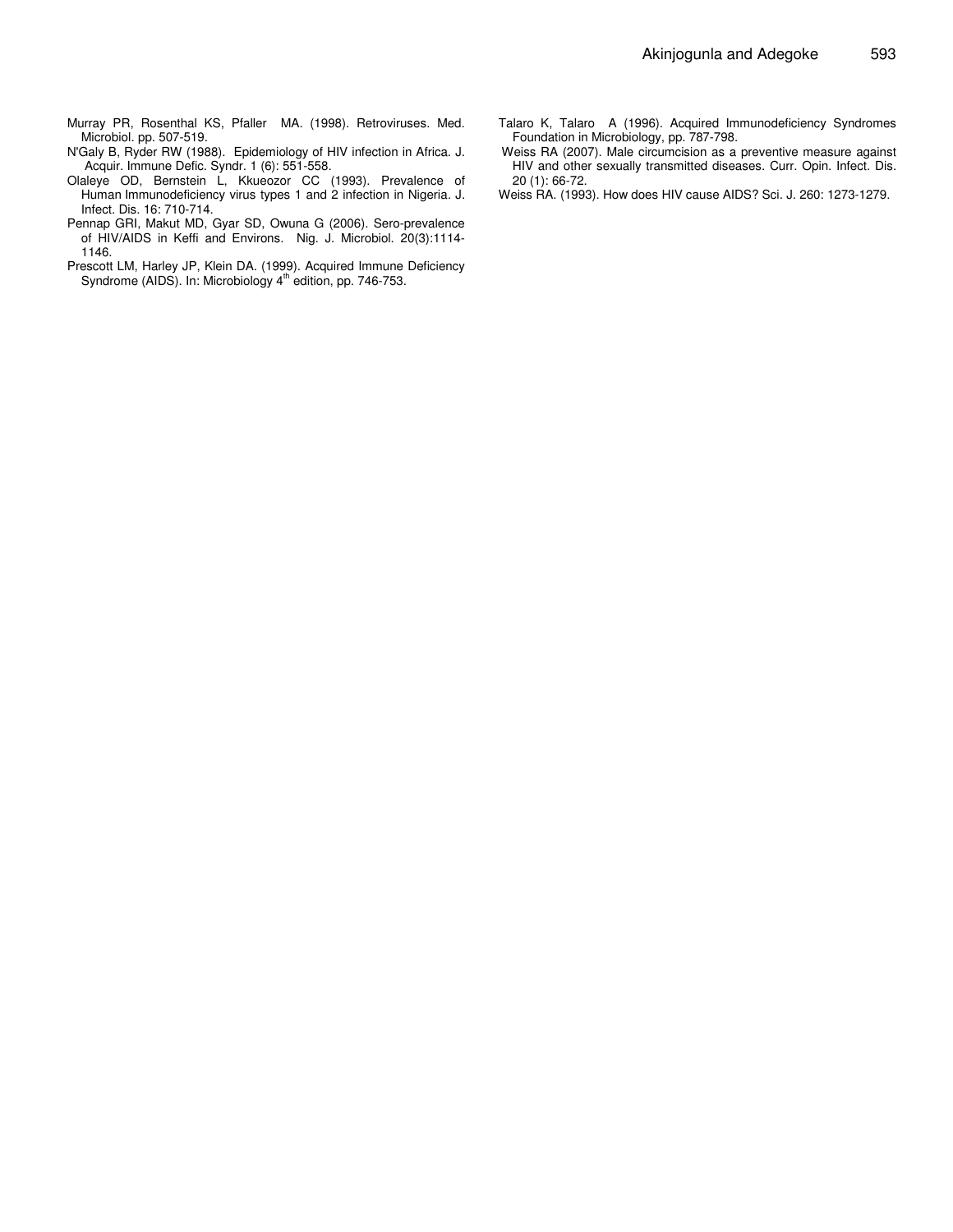Murray PR, Rosenthal KS, Pfaller MA. (1998). Retroviruses. Med. Microbiol. pp. 507-519.

N'Galy B, Ryder RW (1988). Epidemiology of HIV infection in Africa. J. Acquir. Immune Defic. Syndr. 1 (6): 551-558.

Olaleye OD, Bernstein L, Kkueozor CC (1993). Prevalence of Human Immunodeficiency virus types 1 and 2 infection in Nigeria. J. Infect. Dis. 16: 710-714.

Pennap GRI, Makut MD, Gyar SD, Owuna G (2006). Sero-prevalence of HIV/AIDS in Keffi and Environs. Nig. J. Microbiol. 20(3):1114-1146.

Prescott LM, Harley JP, Klein DA. (1999). Acquired Immune Deficiency Syndrome (AIDS). In: Microbiology 4th edition, pp. 746-753.

Talaro K, Talaro A (1996). Acquired Immunodeficiency Syndromes Foundation in Microbiology, pp. 787-798.

Weiss RA (2007). Male circumcision as a preventive measure against HIV and other sexually transmitted diseases. Curr. Opin. Infect. Dis. 20 (1): 66-72.

Weiss RA. (1993). How does HIV cause AIDS? Sci. J. 260: 1273-1279.